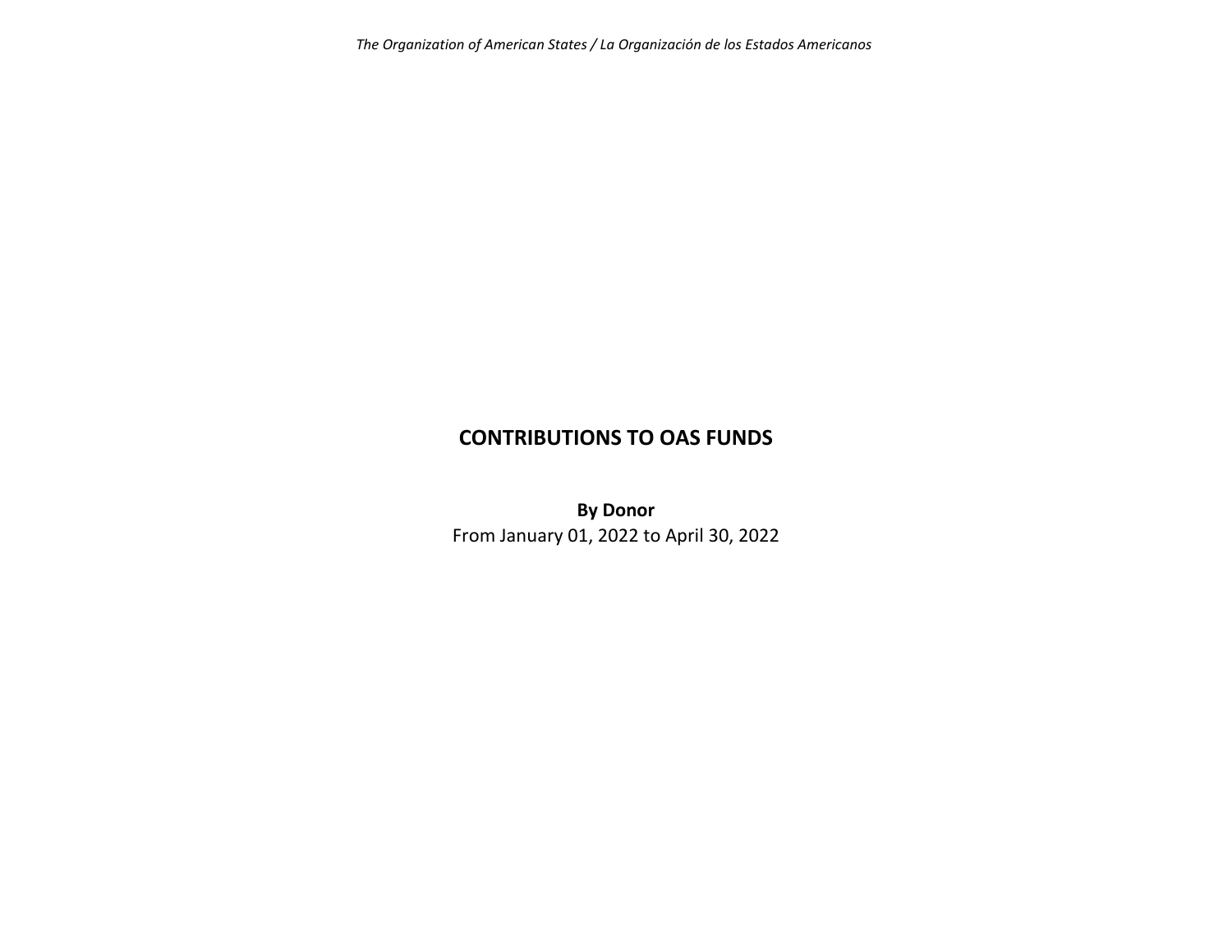*The Organization of American States / La Organización de los Estados Americanos*

# CONTRIBUTIONS TO OAS FUNDS

**By Donor**

From January 01, 2022 to April 30, 2022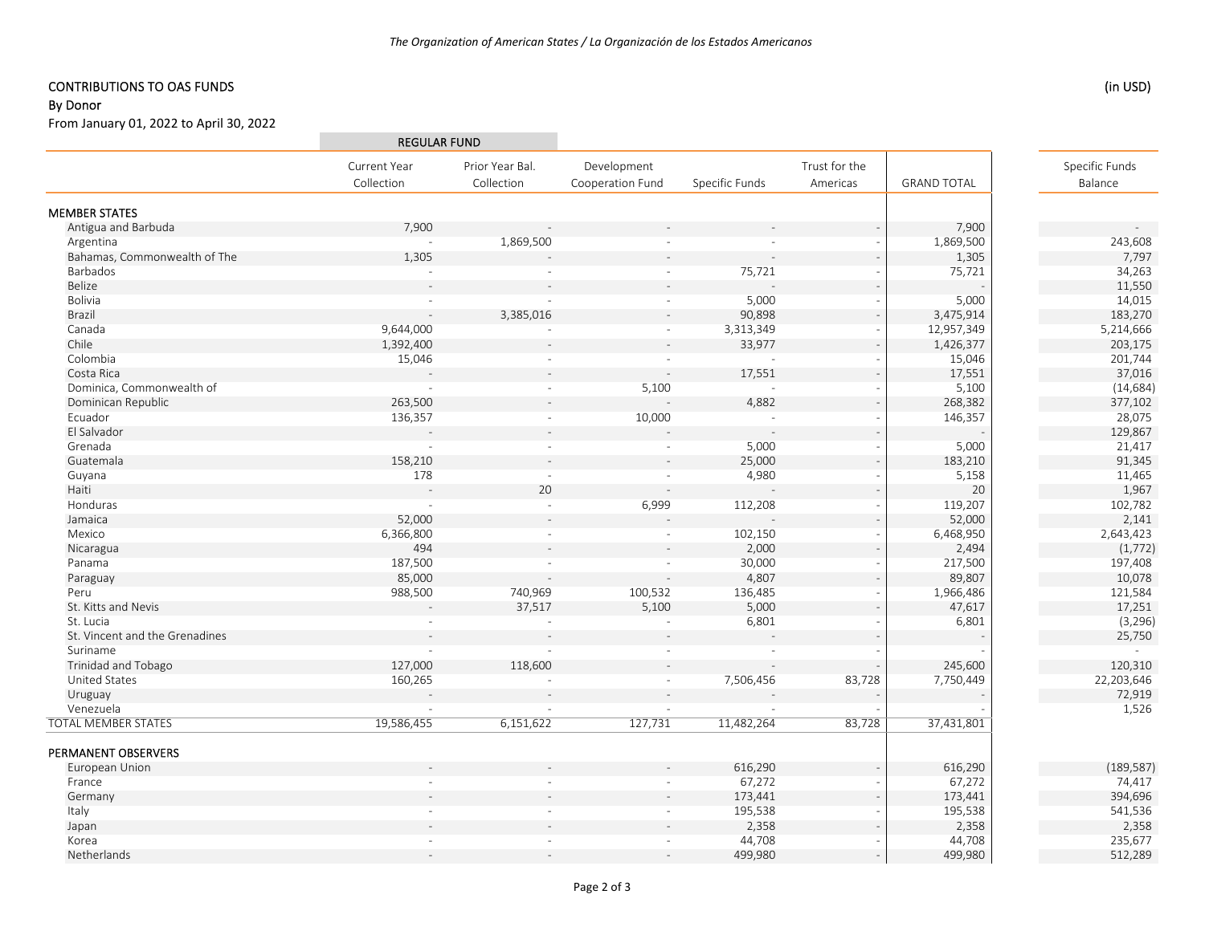*The Organization of American States / La Organización de los Estados Americanos*

## CONTRIBUTIONS TO OAS FUNDS

**By Donor**

From January 01, 2022 to April 30, 2022

(in USD)

| | REGULAR FUND | | | | | | |
|---|---|---|---|---|---|---|---|
| | Current Year Collection | Prior Year Bal. Collection | Development Cooperation Fund | Specific Funds | Trust for the Americas | GRAND TOTAL | Specific Funds Balance |
| **MEMBER STATES** | | | | | | | |
| Antigua and Barbuda | 7,900 | - | - | - | - | 7,900 | - |
| Argentina | - | 1,869,500 | - | - | - | 1,869,500 | 243,608 |
| Bahamas, Commonwealth of The | 1,305 | - | - | - | - | 1,305 | 7,797 |
| Barbados | - | - | - | 75,721 | - | 75,721 | 34,263 |
| Belize | - | - | - | - | - | - | 11,550 |
| Bolivia | - | - | - | 5,000 | - | 5,000 | 14,015 |
| Brazil | - | 3,385,016 | - | 90,898 | - | 3,475,914 | 183,270 |
| Canada | 9,644,000 | - | - | 3,313,349 | - | 12,957,349 | 5,214,666 |
| Chile | 1,392,400 | - | - | 33,977 | - | 1,426,377 | 203,175 |
| Colombia | 15,046 | - | - | - | - | 15,046 | 201,744 |
| Costa Rica | - | - | - | 17,551 | - | 17,551 | 37,016 |
| Dominica, Commonwealth of | - | - | 5,100 | - | - | 5,100 | (14,684) |
| Dominican Republic | 263,500 | - | - | 4,882 | - | 268,382 | 377,102 |
| Ecuador | 136,357 | - | 10,000 | - | - | 146,357 | 28,075 |
| El Salvador | - | - | - | - | - | - | 129,867 |
| Grenada | - | - | - | 5,000 | - | 5,000 | 21,417 |
| Guatemala | 158,210 | - | - | 25,000 | - | 183,210 | 91,345 |
| Guyana | 178 | - | - | 4,980 | - | 5,158 | 11,465 |
| Haiti | - | 20 | - | - | - | 20 | 1,967 |
| Honduras | - | - | 6,999 | 112,208 | - | 119,207 | 102,782 |
| Jamaica | 52,000 | - | - | - | - | 52,000 | 2,141 |
| Mexico | 6,366,800 | - | - | 102,150 | - | 6,468,950 | 2,643,423 |
| Nicaragua | 494 | - | - | 2,000 | - | 2,494 | (1,772) |
| Panama | 187,500 | - | - | 30,000 | - | 217,500 | 197,408 |
| Paraguay | 85,000 | - | - | 4,807 | - | 89,807 | 10,078 |
| Peru | 988,500 | 740,969 | 100,532 | 136,485 | - | 1,966,486 | 121,584 |
| St. Kitts and Nevis | - | 37,517 | 5,100 | 5,000 | - | 47,617 | 17,251 |
| St. Lucia | - | - | - | 6,801 | - | 6,801 | (3,296) |
| St. Vincent and the Grenadines | - | - | - | - | - | - | 25,750 |
| Suriname | - | - | - | - | - | - | - |
| Trinidad and Tobago | 127,000 | 118,600 | - | - | - | 245,600 | 120,310 |
| United States | 160,265 | - | - | 7,506,456 | 83,728 | 7,750,449 | 22,203,646 |
| Uruguay | - | - | - | - | - | - | 72,919 |
| Venezuela | - | - | - | - | - | - | 1,526 |
| TOTAL MEMBER STATES | 19,586,455 | 6,151,622 | 127,731 | 11,482,264 | 83,728 | 37,431,801 | |
| **PERMANENT OBSERVERS** | | | | | | | |
| European Union | - | - | - | 616,290 | - | 616,290 | (189,587) |
| France | - | - | - | 67,272 | - | 67,272 | 74,417 |
| Germany | - | - | - | 173,441 | - | 173,441 | 394,696 |
| Italy | - | - | - | 195,538 | - | 195,538 | 541,536 |
| Japan | - | - | - | 2,358 | - | 2,358 | 2,358 |
| Korea | - | - | - | 44,708 | - | 44,708 | 235,677 |
| Netherlands | - | - | - | 499,980 | - | 499,980 | 512,289 |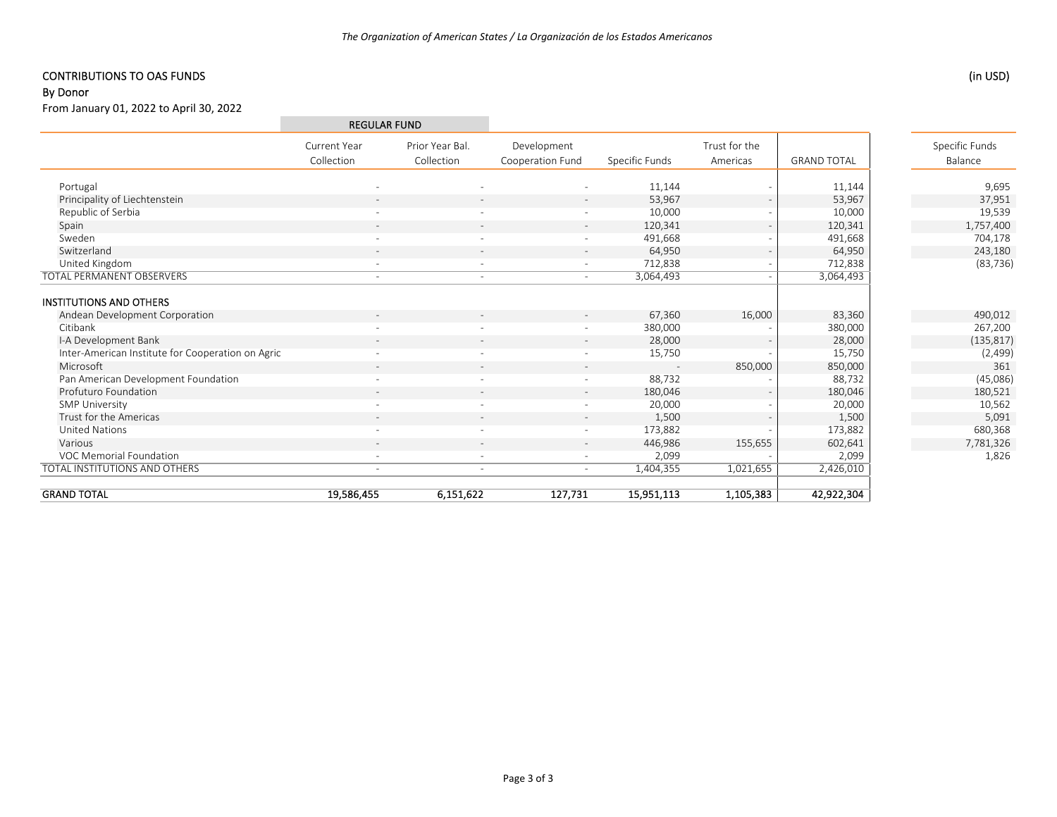*The Organization of American States / La Organización de los Estados Americanos*

CONTRIBUTIONS TO OAS FUNDS (in USD)

By Donor

From January 01, 2022 to April 30, 2022

| | REGULAR FUND | | | | | | |
|---|---|---|---|---|---|---|---|
| | Current Year Collection | Prior Year Bal. Collection | Development Cooperation Fund | Specific Funds | Trust for the Americas | GRAND TOTAL | Specific Funds Balance |
| Portugal | - | - | - | 11,144 | - | 11,144 | 9,695 |
| Principality of Liechtenstein | - | - | - | 53,967 | - | 53,967 | 37,951 |
| Republic of Serbia | - | - | - | 10,000 | - | 10,000 | 19,539 |
| Spain | - | - | - | 120,341 | - | 120,341 | 1,757,400 |
| Sweden | - | - | - | 491,668 | - | 491,668 | 704,178 |
| Switzerland | - | - | - | 64,950 | - | 64,950 | 243,180 |
| United Kingdom | - | - | - | 712,838 | - | 712,838 | (83,736) |
| TOTAL PERMANENT OBSERVERS | - | - | - | 3,064,493 | - | 3,064,493 | |
| INSTITUTIONS AND OTHERS | | | | | | | |
| Andean Development Corporation | - | - | - | 67,360 | 16,000 | 83,360 | 490,012 |
| Citibank | - | - | - | 380,000 | - | 380,000 | 267,200 |
| I-A Development Bank | - | - | - | 28,000 | - | 28,000 | (135,817) |
| Inter-American Institute for Cooperation on Agric | - | - | - | 15,750 | - | 15,750 | (2,499) |
| Microsoft | - | - | - | - | 850,000 | 850,000 | 361 |
| Pan American Development Foundation | - | - | - | 88,732 | - | 88,732 | (45,086) |
| Profuturo Foundation | - | - | - | 180,046 | - | 180,046 | 180,521 |
| SMP University | - | - | - | 20,000 | - | 20,000 | 10,562 |
| Trust for the Americas | - | - | - | 1,500 | - | 1,500 | 5,091 |
| United Nations | - | - | - | 173,882 | - | 173,882 | 680,368 |
| Various | - | - | - | 446,986 | 155,655 | 602,641 | 7,781,326 |
| VOC Memorial Foundation | - | - | - | 2,099 | - | 2,099 | 1,826 |
| TOTAL INSTITUTIONS AND OTHERS | - | - | - | 1,404,355 | 1,021,655 | 2,426,010 | |
| **GRAND TOTAL** | **19,586,455** | **6,151,622** | **127,731** | **15,951,113** | **1,105,383** | **42,922,304** | |